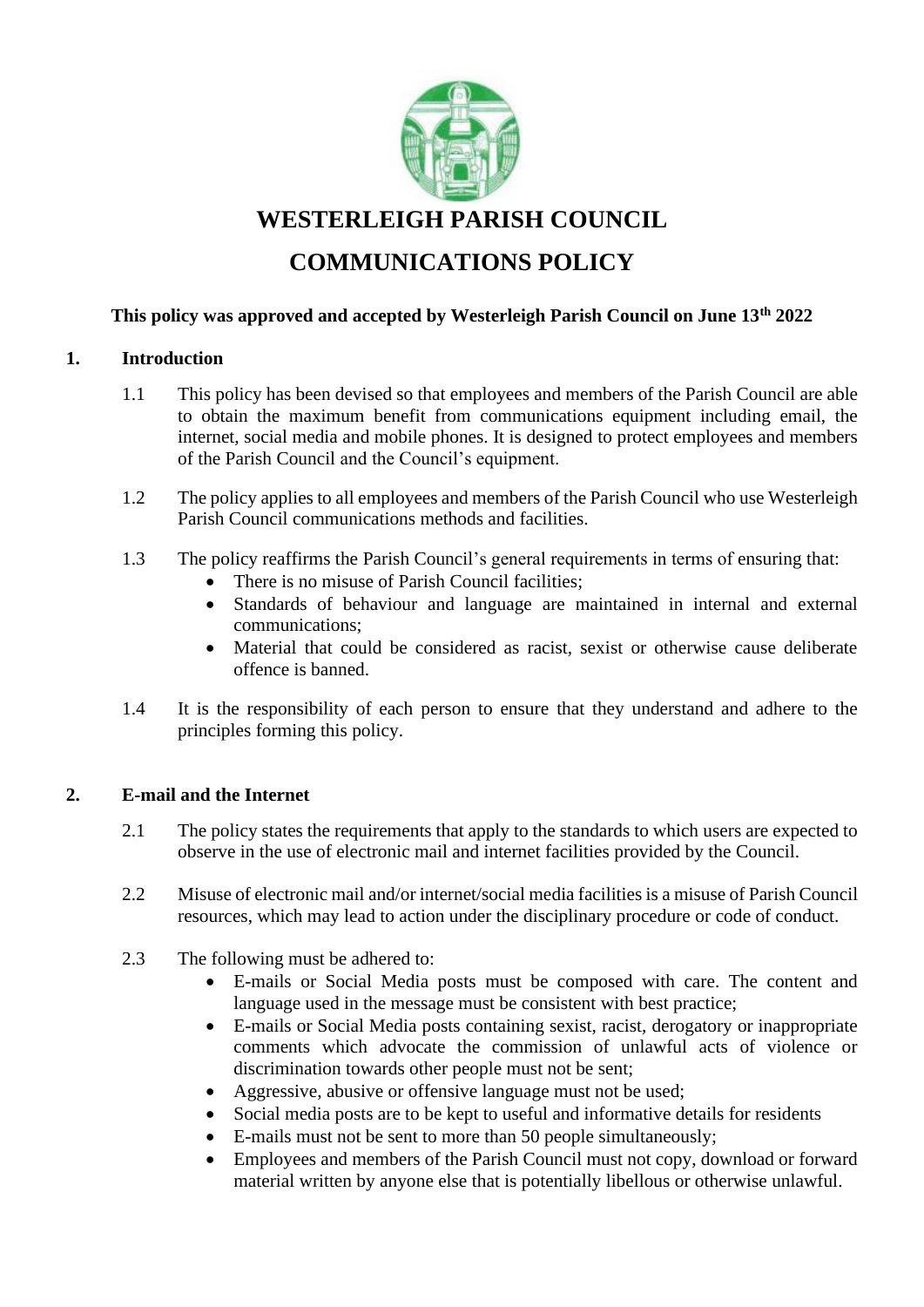# WESTERLEIGH PARISH COUNCIL

# COMMUNICATIONS POLICY

**This policy was approved and accepted by Westerleigh Parish Council on June 13th 2022**

## 1. Introduction

1.1 This policy has been devised so that employees and members of the Parish Council are able to obtain the maximum benefit from communications equipment including email, the internet, social media and mobile phones. It is designed to protect employees and members of the Parish Council and the Council's equipment.

1.2 The policy applies to all employees and members of the Parish Council who use Westerleigh Parish Council communications methods and facilities.

1.3 The policy reaffirms the Parish Council's general requirements in terms of ensuring that:

- There is no misuse of Parish Council facilities;
- Standards of behaviour and language are maintained in internal and external communications;
- Material that could be considered as racist, sexist or otherwise cause deliberate offence is banned.

1.4 It is the responsibility of each person to ensure that they understand and adhere to the principles forming this policy.

## 2. E-mail and the Internet

2.1 The policy states the requirements that apply to the standards to which users are expected to observe in the use of electronic mail and internet facilities provided by the Council.

2.2 Misuse of electronic mail and/or internet/social media facilities is a misuse of Parish Council resources, which may lead to action under the disciplinary procedure or code of conduct.

2.3 The following must be adhered to:

- E-mails or Social Media posts must be composed with care. The content and language used in the message must be consistent with best practice;
- E-mails or Social Media posts containing sexist, racist, derogatory or inappropriate comments which advocate the commission of unlawful acts of violence or discrimination towards other people must not be sent;
- Aggressive, abusive or offensive language must not be used;
- Social media posts are to be kept to useful and informative details for residents
- E-mails must not be sent to more than 50 people simultaneously;
- Employees and members of the Parish Council must not copy, download or forward material written by anyone else that is potentially libellous or otherwise unlawful.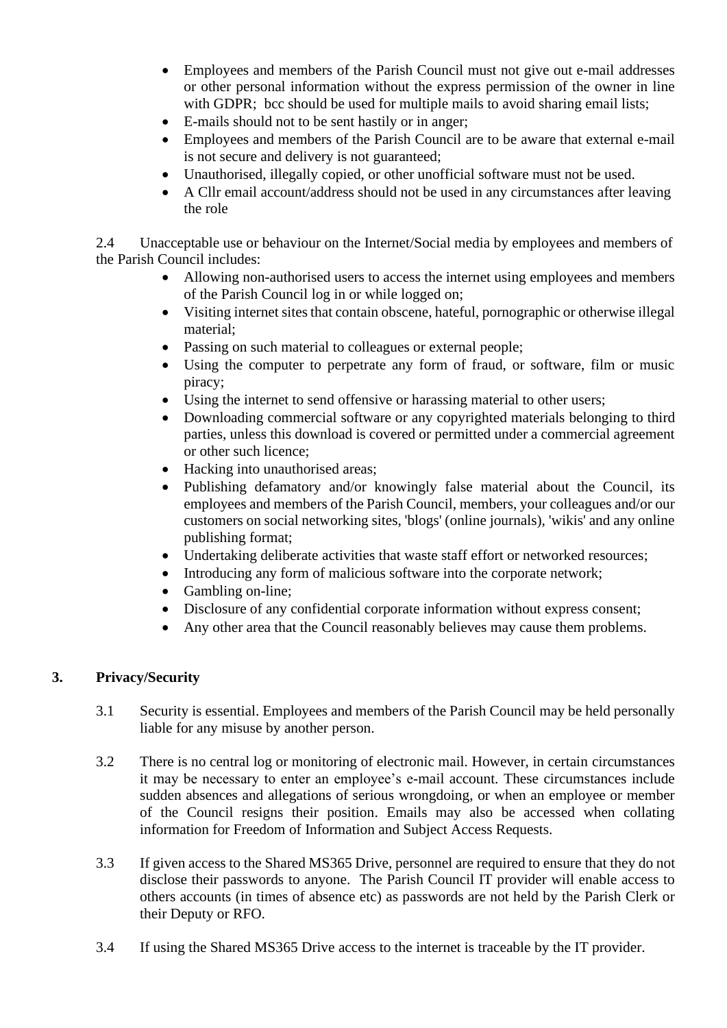- Employees and members of the Parish Council must not give out e-mail addresses or other personal information without the express permission of the owner in line with GDPR; bcc should be used for multiple mails to avoid sharing email lists;
- E-mails should not to be sent hastily or in anger;
- Employees and members of the Parish Council are to be aware that external e-mail is not secure and delivery is not guaranteed;
- Unauthorised, illegally copied, or other unofficial software must not be used.
- A Cllr email account/address should not be used in any circumstances after leaving the role

2.4 Unacceptable use or behaviour on the Internet/Social media by employees and members of the Parish Council includes:

- Allowing non-authorised users to access the internet using employees and members of the Parish Council log in or while logged on;
- Visiting internet sites that contain obscene, hateful, pornographic or otherwise illegal material;
- Passing on such material to colleagues or external people;
- Using the computer to perpetrate any form of fraud, or software, film or music piracy;
- Using the internet to send offensive or harassing material to other users;
- Downloading commercial software or any copyrighted materials belonging to third parties, unless this download is covered or permitted under a commercial agreement or other such licence;
- Hacking into unauthorised areas;
- Publishing defamatory and/or knowingly false material about the Council, its employees and members of the Parish Council, members, your colleagues and/or our customers on social networking sites, 'blogs' (online journals), 'wikis' and any online publishing format;
- Undertaking deliberate activities that waste staff effort or networked resources;
- Introducing any form of malicious software into the corporate network;
- Gambling on-line;
- Disclosure of any confidential corporate information without express consent;
- Any other area that the Council reasonably believes may cause them problems.

## 3. Privacy/Security

3.1 Security is essential. Employees and members of the Parish Council may be held personally liable for any misuse by another person.

3.2 There is no central log or monitoring of electronic mail. However, in certain circumstances it may be necessary to enter an employee's e-mail account. These circumstances include sudden absences and allegations of serious wrongdoing, or when an employee or member of the Council resigns their position. Emails may also be accessed when collating information for Freedom of Information and Subject Access Requests.

3.3 If given access to the Shared MS365 Drive, personnel are required to ensure that they do not disclose their passwords to anyone. The Parish Council IT provider will enable access to others accounts (in times of absence etc) as passwords are not held by the Parish Clerk or their Deputy or RFO.

3.4 If using the Shared MS365 Drive access to the internet is traceable by the IT provider.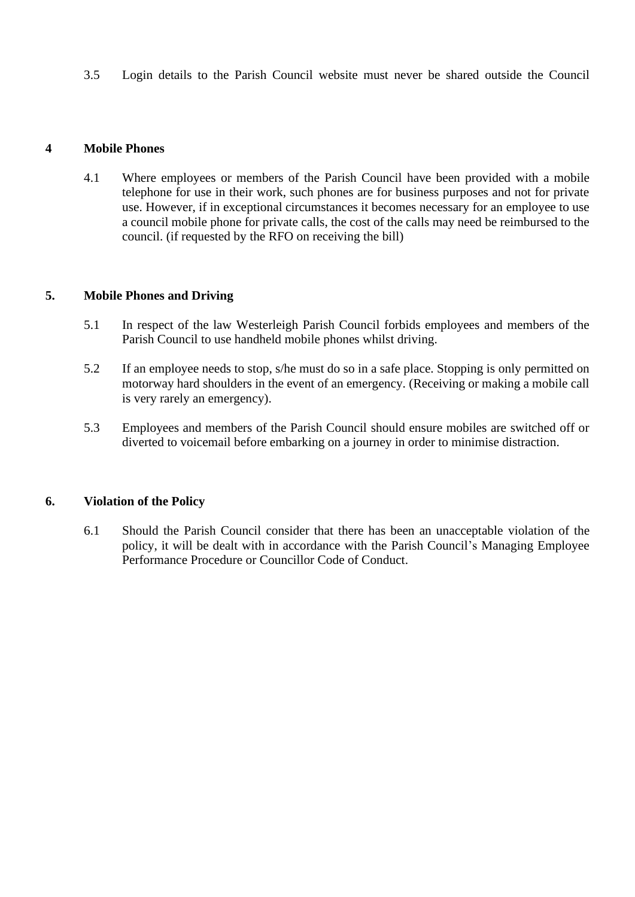3.5 Login details to the Parish Council website must never be shared outside the Council

## 4 Mobile Phones

4.1 Where employees or members of the Parish Council have been provided with a mobile telephone for use in their work, such phones are for business purposes and not for private use. However, if in exceptional circumstances it becomes necessary for an employee to use a council mobile phone for private calls, the cost of the calls may need be reimbursed to the council. (if requested by the RFO on receiving the bill)

## 5. Mobile Phones and Driving

5.1 In respect of the law Westerleigh Parish Council forbids employees and members of the Parish Council to use handheld mobile phones whilst driving.

5.2 If an employee needs to stop, s/he must do so in a safe place. Stopping is only permitted on motorway hard shoulders in the event of an emergency. (Receiving or making a mobile call is very rarely an emergency).

5.3 Employees and members of the Parish Council should ensure mobiles are switched off or diverted to voicemail before embarking on a journey in order to minimise distraction.

## 6. Violation of the Policy

6.1 Should the Parish Council consider that there has been an unacceptable violation of the policy, it will be dealt with in accordance with the Parish Council's Managing Employee Performance Procedure or Councillor Code of Conduct.